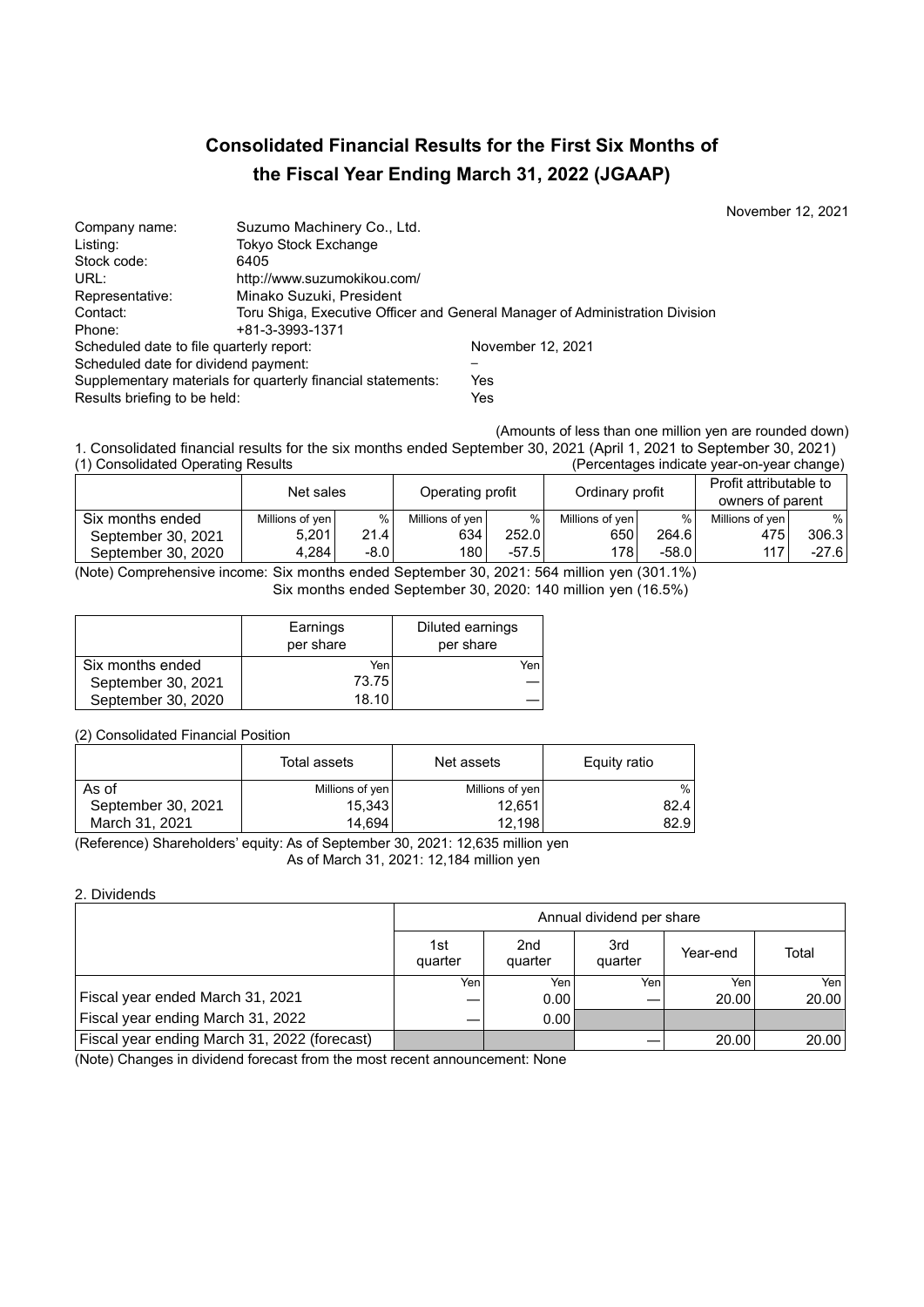# Consolidated Financial Results for the First Six Months of the Fiscal Year Ending March 31, 2022 (JGAAP)

November 12, 2021

Company name: Suzumo Machinery Co., Ltd.
Listing: Tokyo Stock Exchange
Stock code: 6405
URL: http://www.suzumokikou.com/
Representative: Minako Suzuki, President
Contact: Toru Shiga, Executive Officer and General Manager of Administration Division
Phone: +81-3-3993-1371
Scheduled date to file quarterly report: November 12, 2021
Scheduled date for dividend payment: –
Supplementary materials for quarterly financial statements: Yes
Results briefing to be held: Yes

(Amounts of less than one million yen are rounded down)

1. Consolidated financial results for the six months ended September 30, 2021 (April 1, 2021 to September 30, 2021)

(1) Consolidated Operating Results (Percentages indicate year-on-year change)

| | Net sales | | Operating profit | | Ordinary profit | | Profit attributable to owners of parent | |
|---|---|---|---|---|---|---|---|---|
| Six months ended | Millions of yen | % | Millions of yen | % | Millions of yen | % | Millions of yen | % |
| September 30, 2021 | 5,201 | 21.4 | 634 | 252.0 | 650 | 264.6 | 475 | 306.3 |
| September 30, 2020 | 4,284 | -8.0 | 180 | -57.5 | 178 | -58.0 | 117 | -27.6 |

(Note) Comprehensive income: Six months ended September 30, 2021: 564 million yen (301.1%)
Six months ended September 30, 2020: 140 million yen (16.5%)

| | Earnings per share | Diluted earnings per share |
|---|---|---|
| Six months ended | Yen | Yen |
| September 30, 2021 | 73.75 | — |
| September 30, 2020 | 18.10 | — |

(2) Consolidated Financial Position

| | Total assets | Net assets | Equity ratio |
|---|---|---|---|
| As of | Millions of yen | Millions of yen | % |
| September 30, 2021 | 15,343 | 12,651 | 82.4 |
| March 31, 2021 | 14,694 | 12,198 | 82.9 |

(Reference) Shareholders' equity: As of September 30, 2021: 12,635 million yen
As of March 31, 2021: 12,184 million yen

2. Dividends

| | Annual dividend per share | | | | |
|---|---|---|---|---|---|
| | 1st quarter | 2nd quarter | 3rd quarter | Year-end | Total |
| | Yen | Yen | Yen | Yen | Yen |
| Fiscal year ended March 31, 2021 | — | 0.00 | — | 20.00 | 20.00 |
| Fiscal year ending March 31, 2022 | — | 0.00 | | | |
| Fiscal year ending March 31, 2022 (forecast) | | | — | 20.00 | 20.00 |

(Note) Changes in dividend forecast from the most recent announcement: None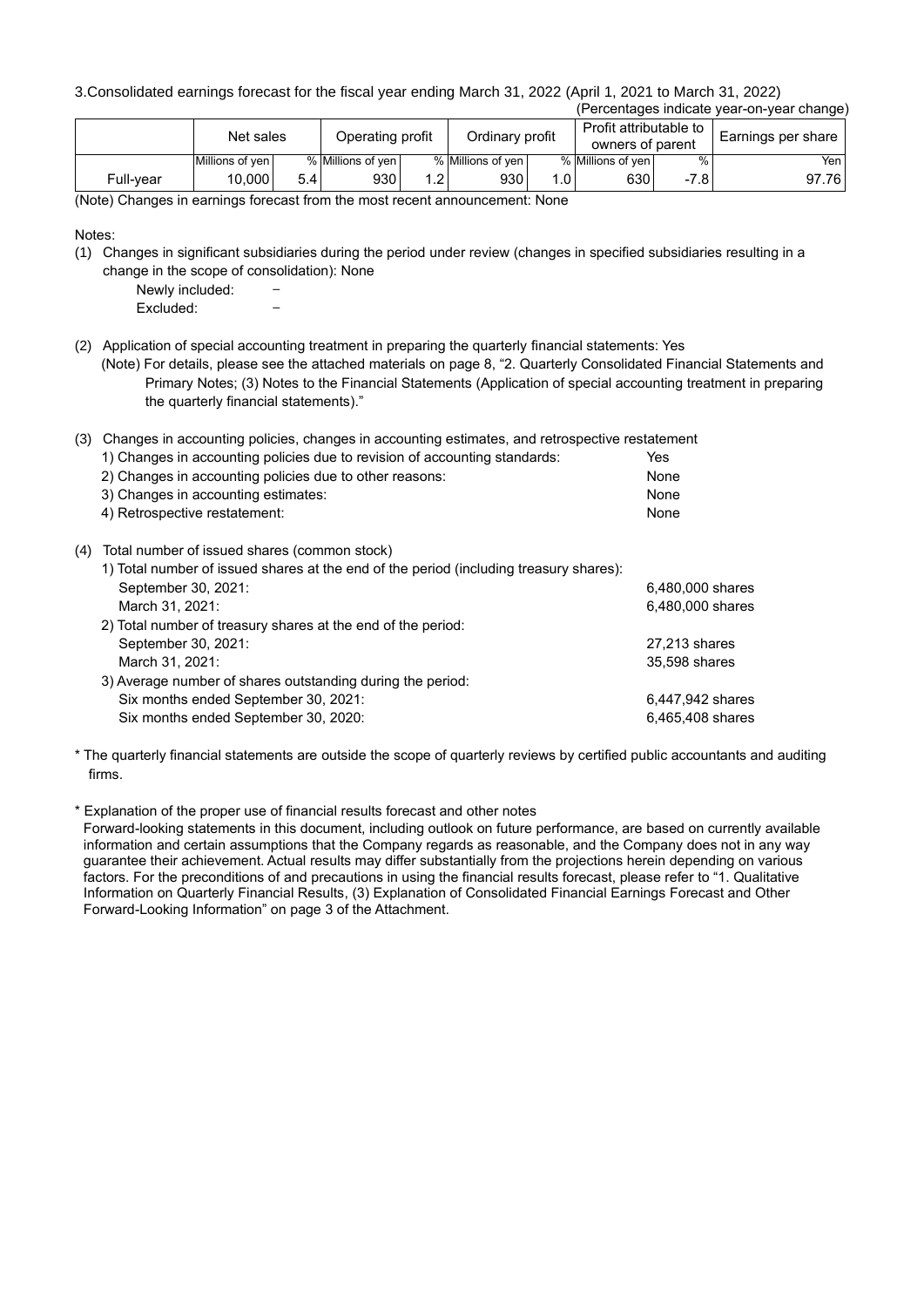3.Consolidated earnings forecast for the fiscal year ending March 31, 2022 (April 1, 2021 to March 31, 2022)

(Percentages indicate year-on-year change)

| | Net sales | | Operating profit | | Ordinary profit | | Profit attributable to owners of parent | | Earnings per share |
|---|---|---|---|---|---|---|---|---|---|
| | Millions of yen | % | Millions of yen | % | Millions of yen | % | Millions of yen | % | Yen |
| Full-year | 10,000 | 5.4 | 930 | 1.2 | 930 | 1.0 | 630 | -7.8 | 97.76 |

(Note) Changes in earnings forecast from the most recent announcement: None

Notes:

(1) Changes in significant subsidiaries during the period under review (changes in specified subsidiaries resulting in a change in the scope of consolidation): None

Newly included: －
Excluded: －

(2) Application of special accounting treatment in preparing the quarterly financial statements: Yes

(Note) For details, please see the attached materials on page 8, "2. Quarterly Consolidated Financial Statements and Primary Notes; (3) Notes to the Financial Statements (Application of special accounting treatment in preparing the quarterly financial statements)."

(3) Changes in accounting policies, changes in accounting estimates, and retrospective restatement

| | |
|---|---|
| 1) Changes in accounting policies due to revision of accounting standards: | Yes |
| 2) Changes in accounting policies due to other reasons: | None |
| 3) Changes in accounting estimates: | None |
| 4) Retrospective restatement: | None |

(4) Total number of issued shares (common stock)

| | |
|---|---|
| 1) Total number of issued shares at the end of the period (including treasury shares): | |
| September 30, 2021: | 6,480,000 shares |
| March 31, 2021: | 6,480,000 shares |
| 2) Total number of treasury shares at the end of the period: | |
| September 30, 2021: | 27,213 shares |
| March 31, 2021: | 35,598 shares |
| 3) Average number of shares outstanding during the period: | |
| Six months ended September 30, 2021: | 6,447,942 shares |
| Six months ended September 30, 2020: | 6,465,408 shares |

\* The quarterly financial statements are outside the scope of quarterly reviews by certified public accountants and auditing firms.

\* Explanation of the proper use of financial results forecast and other notes

Forward-looking statements in this document, including outlook on future performance, are based on currently available information and certain assumptions that the Company regards as reasonable, and the Company does not in any way guarantee their achievement. Actual results may differ substantially from the projections herein depending on various factors. For the preconditions of and precautions in using the financial results forecast, please refer to "1. Qualitative Information on Quarterly Financial Results, (3) Explanation of Consolidated Financial Earnings Forecast and Other Forward-Looking Information" on page 3 of the Attachment.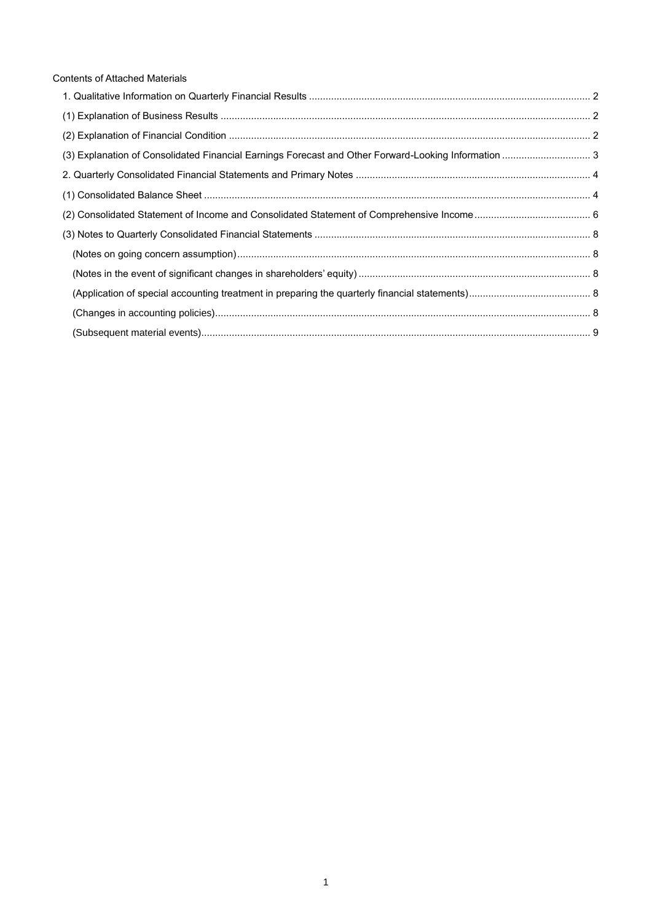Contents of Attached Materials

1. Qualitative Information on Quarterly Financial Results ..... 2
(1) Explanation of Business Results ..... 2
(2) Explanation of Financial Condition ..... 2
(3) Explanation of Consolidated Financial Earnings Forecast and Other Forward-Looking Information ..... 3
2. Quarterly Consolidated Financial Statements and Primary Notes ..... 4
(1) Consolidated Balance Sheet ..... 4
(2) Consolidated Statement of Income and Consolidated Statement of Comprehensive Income ..... 6
(3) Notes to Quarterly Consolidated Financial Statements ..... 8
  (Notes on going concern assumption) ..... 8
  (Notes in the event of significant changes in shareholders' equity) ..... 8
  (Application of special accounting treatment in preparing the quarterly financial statements) ..... 8
  (Changes in accounting policies) ..... 8
  (Subsequent material events) ..... 9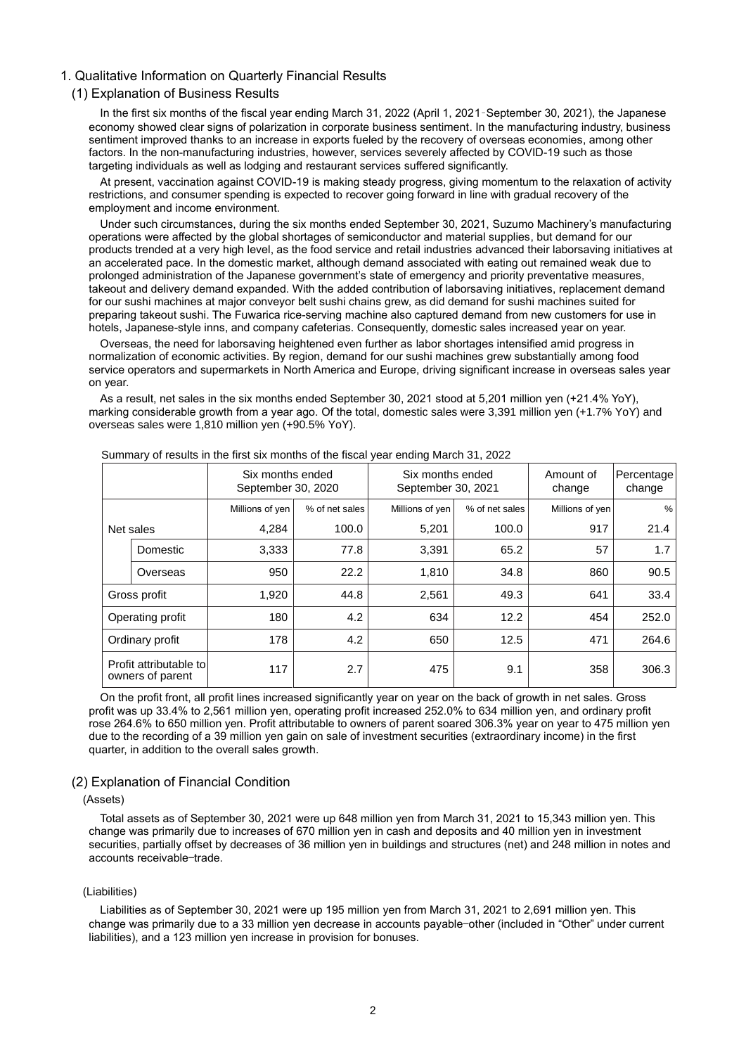## 1. Qualitative Information on Quarterly Financial Results

### (1) Explanation of Business Results

In the first six months of the fiscal year ending March 31, 2022 (April 1, 2021‐September 30, 2021), the Japanese economy showed clear signs of polarization in corporate business sentiment. In the manufacturing industry, business sentiment improved thanks to an increase in exports fueled by the recovery of overseas economies, among other factors. In the non-manufacturing industries, however, services severely affected by COVID-19 such as those targeting individuals as well as lodging and restaurant services suffered significantly.

At present, vaccination against COVID-19 is making steady progress, giving momentum to the relaxation of activity restrictions, and consumer spending is expected to recover going forward in line with gradual recovery of the employment and income environment.

Under such circumstances, during the six months ended September 30, 2021, Suzumo Machinery's manufacturing operations were affected by the global shortages of semiconductor and material supplies, but demand for our products trended at a very high level, as the food service and retail industries advanced their laborsaving initiatives at an accelerated pace. In the domestic market, although demand associated with eating out remained weak due to prolonged administration of the Japanese government's state of emergency and priority preventative measures, takeout and delivery demand expanded. With the added contribution of laborsaving initiatives, replacement demand for our sushi machines at major conveyor belt sushi chains grew, as did demand for sushi machines suited for preparing takeout sushi. The Fuwarica rice-serving machine also captured demand from new customers for use in hotels, Japanese-style inns, and company cafeterias. Consequently, domestic sales increased year on year.

Overseas, the need for laborsaving heightened even further as labor shortages intensified amid progress in normalization of economic activities. By region, demand for our sushi machines grew substantially among food service operators and supermarkets in North America and Europe, driving significant increase in overseas sales year on year.

As a result, net sales in the six months ended September 30, 2021 stood at 5,201 million yen (+21.4% YoY), marking considerable growth from a year ago. Of the total, domestic sales were 3,391 million yen (+1.7% YoY) and overseas sales were 1,810 million yen (+90.5% YoY).

Summary of results in the first six months of the fiscal year ending March 31, 2022

| | | Six months ended September 30, 2020 | | Six months ended September 30, 2021 | | Amount of change | Percentage change |
|---|---|---|---|---|---|---|---|
| | | Millions of yen | % of net sales | Millions of yen | % of net sales | Millions of yen | % |
| Net sales | | 4,284 | 100.0 | 5,201 | 100.0 | 917 | 21.4 |
| | Domestic | 3,333 | 77.8 | 3,391 | 65.2 | 57 | 1.7 |
| | Overseas | 950 | 22.2 | 1,810 | 34.8 | 860 | 90.5 |
| Gross profit | | 1,920 | 44.8 | 2,561 | 49.3 | 641 | 33.4 |
| Operating profit | | 180 | 4.2 | 634 | 12.2 | 454 | 252.0 |
| Ordinary profit | | 178 | 4.2 | 650 | 12.5 | 471 | 264.6 |
| Profit attributable to owners of parent | | 117 | 2.7 | 475 | 9.1 | 358 | 306.3 |

On the profit front, all profit lines increased significantly year on year on the back of growth in net sales. Gross profit was up 33.4% to 2,561 million yen, operating profit increased 252.0% to 634 million yen, and ordinary profit rose 264.6% to 650 million yen. Profit attributable to owners of parent soared 306.3% year on year to 475 million yen due to the recording of a 39 million yen gain on sale of investment securities (extraordinary income) in the first quarter, in addition to the overall sales growth.

### (2) Explanation of Financial Condition

(Assets)

Total assets as of September 30, 2021 were up 648 million yen from March 31, 2021 to 15,343 million yen. This change was primarily due to increases of 670 million yen in cash and deposits and 40 million yen in investment securities, partially offset by decreases of 36 million yen in buildings and structures (net) and 248 million in notes and accounts receivable‒trade.

(Liabilities)

Liabilities as of September 30, 2021 were up 195 million yen from March 31, 2021 to 2,691 million yen. This change was primarily due to a 33 million yen decrease in accounts payable‒other (included in "Other" under current liabilities), and a 123 million yen increase in provision for bonuses.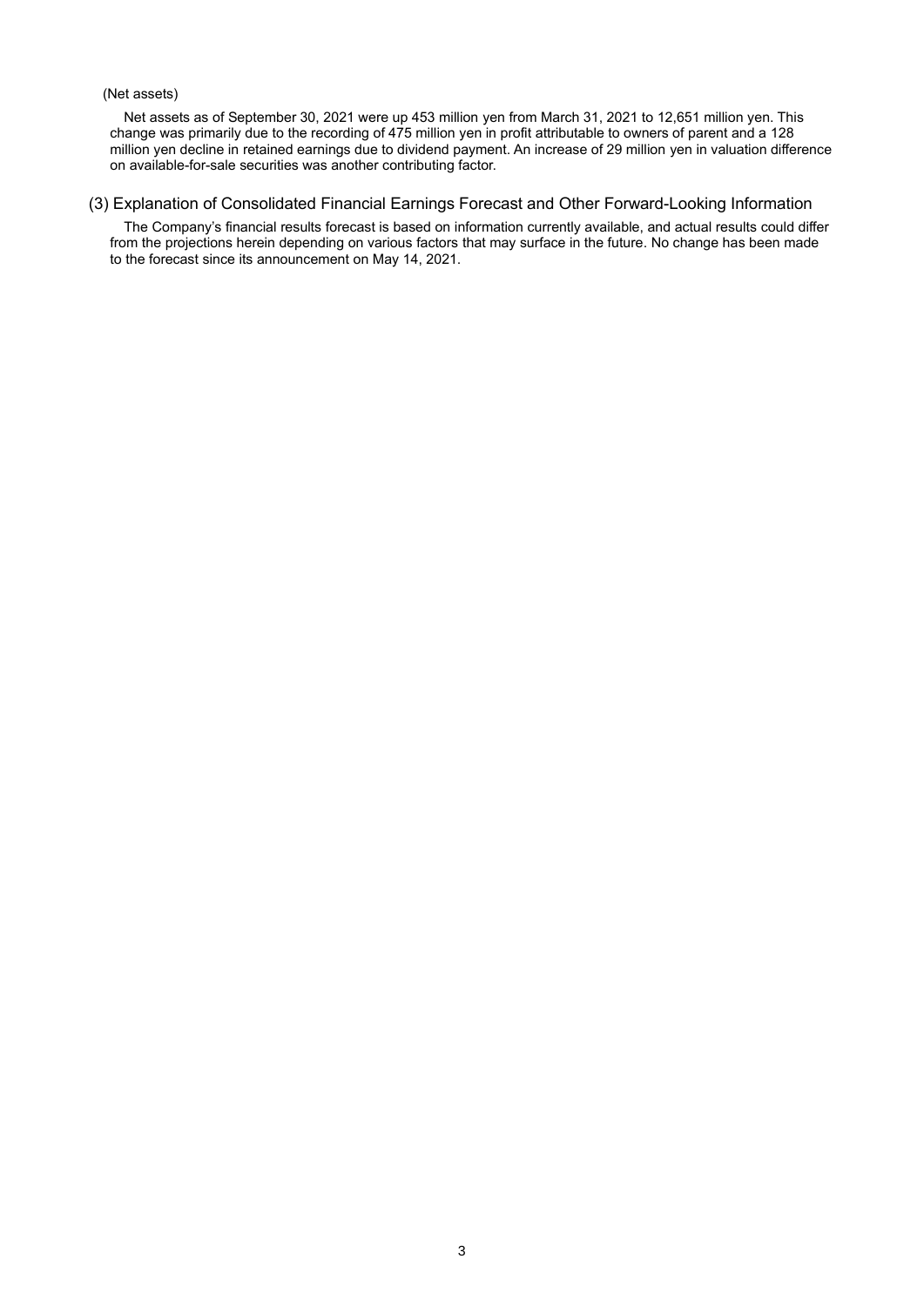(Net assets)

Net assets as of September 30, 2021 were up 453 million yen from March 31, 2021 to 12,651 million yen. This change was primarily due to the recording of 475 million yen in profit attributable to owners of parent and a 128 million yen decline in retained earnings due to dividend payment. An increase of 29 million yen in valuation difference on available-for-sale securities was another contributing factor.

### (3) Explanation of Consolidated Financial Earnings Forecast and Other Forward-Looking Information

The Company's financial results forecast is based on information currently available, and actual results could differ from the projections herein depending on various factors that may surface in the future. No change has been made to the forecast since its announcement on May 14, 2021.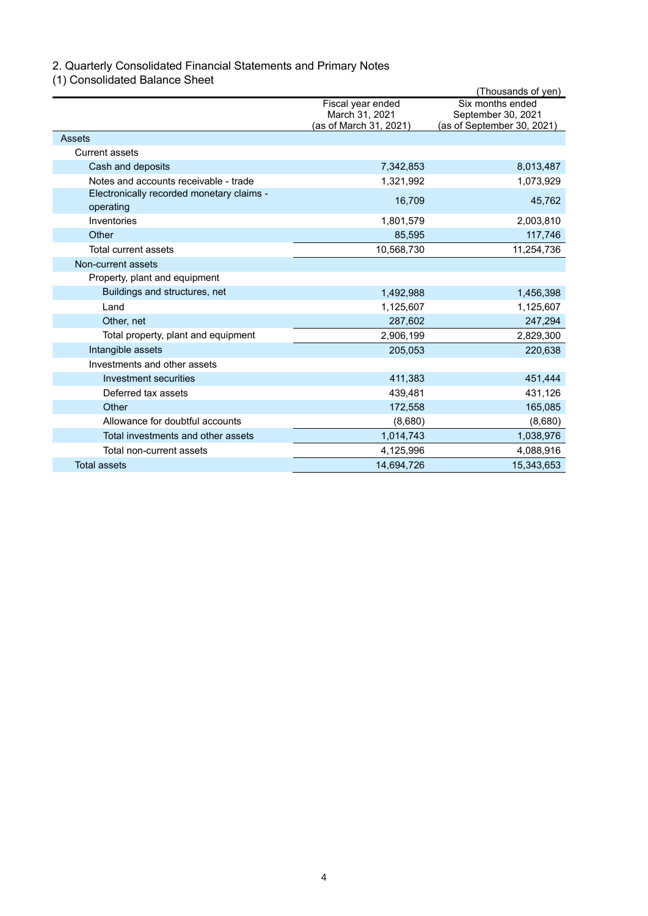## 2. Quarterly Consolidated Financial Statements and Primary Notes

### (1) Consolidated Balance Sheet

(Thousands of yen)

| | Fiscal year ended March 31, 2021 (as of March 31, 2021) | Six months ended September 30, 2021 (as of September 30, 2021) |
|---|---|---|
| Assets | | |
| Current assets | | |
| Cash and deposits | 7,342,853 | 8,013,487 |
| Notes and accounts receivable - trade | 1,321,992 | 1,073,929 |
| Electronically recorded monetary claims - operating | 16,709 | 45,762 |
| Inventories | 1,801,579 | 2,003,810 |
| Other | 85,595 | 117,746 |
| Total current assets | 10,568,730 | 11,254,736 |
| Non-current assets | | |
| Property, plant and equipment | | |
| Buildings and structures, net | 1,492,988 | 1,456,398 |
| Land | 1,125,607 | 1,125,607 |
| Other, net | 287,602 | 247,294 |
| Total property, plant and equipment | 2,906,199 | 2,829,300 |
| Intangible assets | 205,053 | 220,638 |
| Investments and other assets | | |
| Investment securities | 411,383 | 451,444 |
| Deferred tax assets | 439,481 | 431,126 |
| Other | 172,558 | 165,085 |
| Allowance for doubtful accounts | (8,680) | (8,680) |
| Total investments and other assets | 1,014,743 | 1,038,976 |
| Total non-current assets | 4,125,996 | 4,088,916 |
| Total assets | 14,694,726 | 15,343,653 |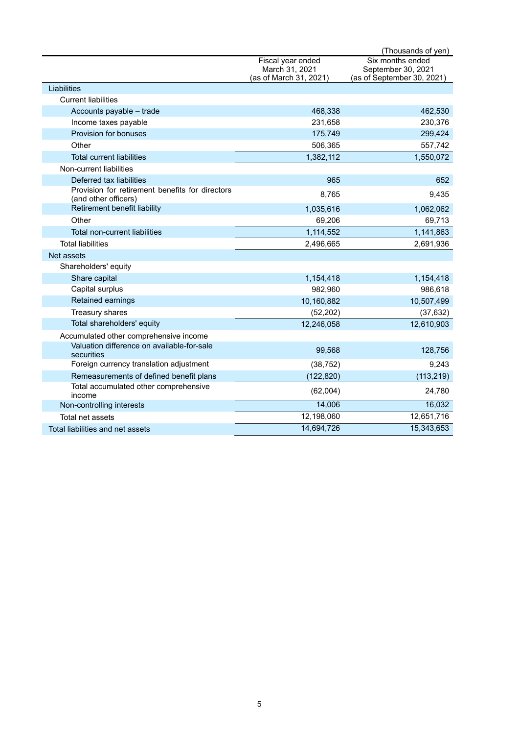(Thousands of yen)

| | Fiscal year ended March 31, 2021 (as of March 31, 2021) | Six months ended September 30, 2021 (as of September 30, 2021) |
|---|---|---|
| Liabilities | | |
| Current liabilities | | |
| Accounts payable – trade | 468,338 | 462,530 |
| Income taxes payable | 231,658 | 230,376 |
| Provision for bonuses | 175,749 | 299,424 |
| Other | 506,365 | 557,742 |
| Total current liabilities | 1,382,112 | 1,550,072 |
| Non-current liabilities | | |
| Deferred tax liabilities | 965 | 652 |
| Provision for retirement benefits for directors (and other officers) | 8,765 | 9,435 |
| Retirement benefit liability | 1,035,616 | 1,062,062 |
| Other | 69,206 | 69,713 |
| Total non-current liabilities | 1,114,552 | 1,141,863 |
| Total liabilities | 2,496,665 | 2,691,936 |
| Net assets | | |
| Shareholders' equity | | |
| Share capital | 1,154,418 | 1,154,418 |
| Capital surplus | 982,960 | 986,618 |
| Retained earnings | 10,160,882 | 10,507,499 |
| Treasury shares | (52,202) | (37,632) |
| Total shareholders' equity | 12,246,058 | 12,610,903 |
| Accumulated other comprehensive income | | |
| Valuation difference on available-for-sale securities | 99,568 | 128,756 |
| Foreign currency translation adjustment | (38,752) | 9,243 |
| Remeasurements of defined benefit plans | (122,820) | (113,219) |
| Total accumulated other comprehensive income | (62,004) | 24,780 |
| Non-controlling interests | 14,006 | 16,032 |
| Total net assets | 12,198,060 | 12,651,716 |
| Total liabilities and net assets | 14,694,726 | 15,343,653 |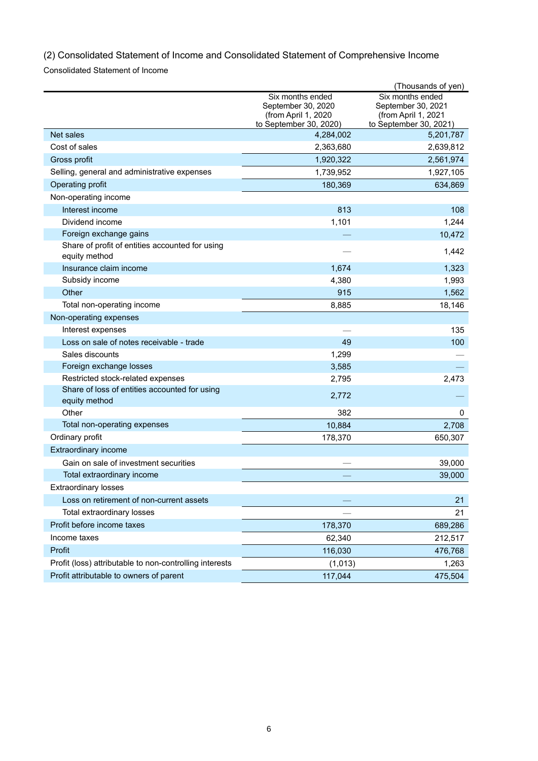## (2) Consolidated Statement of Income and Consolidated Statement of Comprehensive Income

Consolidated Statement of Income

(Thousands of yen)

| | Six months ended September 30, 2020 (from April 1, 2020 to September 30, 2020) | Six months ended September 30, 2021 (from April 1, 2021 to September 30, 2021) |
|---|---|---|
| Net sales | 4,284,002 | 5,201,787 |
| Cost of sales | 2,363,680 | 2,639,812 |
| Gross profit | 1,920,322 | 2,561,974 |
| Selling, general and administrative expenses | 1,739,952 | 1,927,105 |
| Operating profit | 180,369 | 634,869 |
| Non-operating income | | |
| Interest income | 813 | 108 |
| Dividend income | 1,101 | 1,244 |
| Foreign exchange gains | — | 10,472 |
| Share of profit of entities accounted for using equity method | — | 1,442 |
| Insurance claim income | 1,674 | 1,323 |
| Subsidy income | 4,380 | 1,993 |
| Other | 915 | 1,562 |
| Total non-operating income | 8,885 | 18,146 |
| Non-operating expenses | | |
| Interest expenses | — | 135 |
| Loss on sale of notes receivable - trade | 49 | 100 |
| Sales discounts | 1,299 | — |
| Foreign exchange losses | 3,585 | — |
| Restricted stock-related expenses | 2,795 | 2,473 |
| Share of loss of entities accounted for using equity method | 2,772 | — |
| Other | 382 | 0 |
| Total non-operating expenses | 10,884 | 2,708 |
| Ordinary profit | 178,370 | 650,307 |
| Extraordinary income | | |
| Gain on sale of investment securities | — | 39,000 |
| Total extraordinary income | — | 39,000 |
| Extraordinary losses | | |
| Loss on retirement of non-current assets | — | 21 |
| Total extraordinary losses | — | 21 |
| Profit before income taxes | 178,370 | 689,286 |
| Income taxes | 62,340 | 212,517 |
| Profit | 116,030 | 476,768 |
| Profit (loss) attributable to non-controlling interests | (1,013) | 1,263 |
| Profit attributable to owners of parent | 117,044 | 475,504 |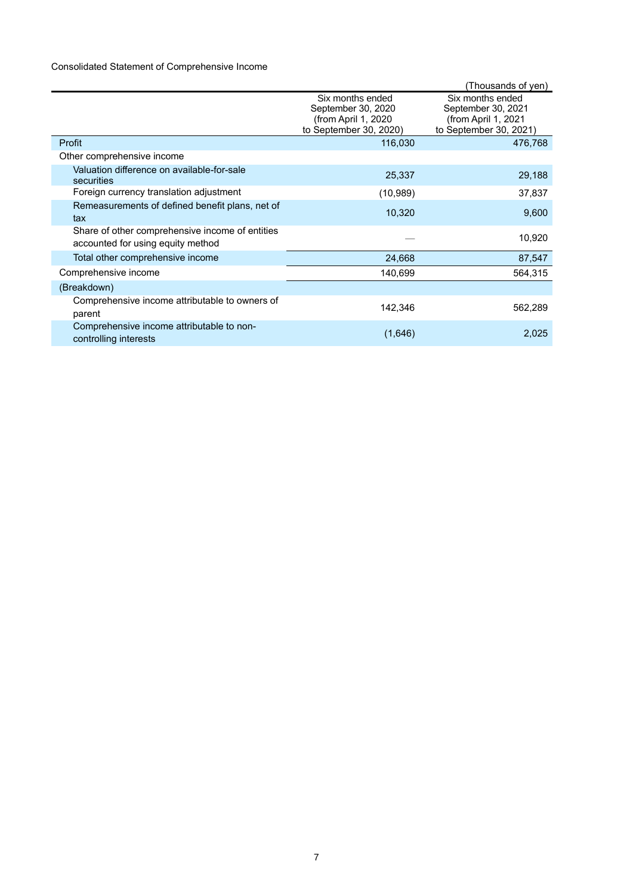Consolidated Statement of Comprehensive Income

(Thousands of yen)

| | Six months ended September 30, 2020 (from April 1, 2020 to September 30, 2020) | Six months ended September 30, 2021 (from April 1, 2021 to September 30, 2021) |
|---|---|---|
| Profit | 116,030 | 476,768 |
| Other comprehensive income | | |
| Valuation difference on available-for-sale securities | 25,337 | 29,188 |
| Foreign currency translation adjustment | (10,989) | 37,837 |
| Remeasurements of defined benefit plans, net of tax | 10,320 | 9,600 |
| Share of other comprehensive income of entities accounted for using equity method | — | 10,920 |
| Total other comprehensive income | 24,668 | 87,547 |
| Comprehensive income | 140,699 | 564,315 |
| (Breakdown) | | |
| Comprehensive income attributable to owners of parent | 142,346 | 562,289 |
| Comprehensive income attributable to non-controlling interests | (1,646) | 2,025 |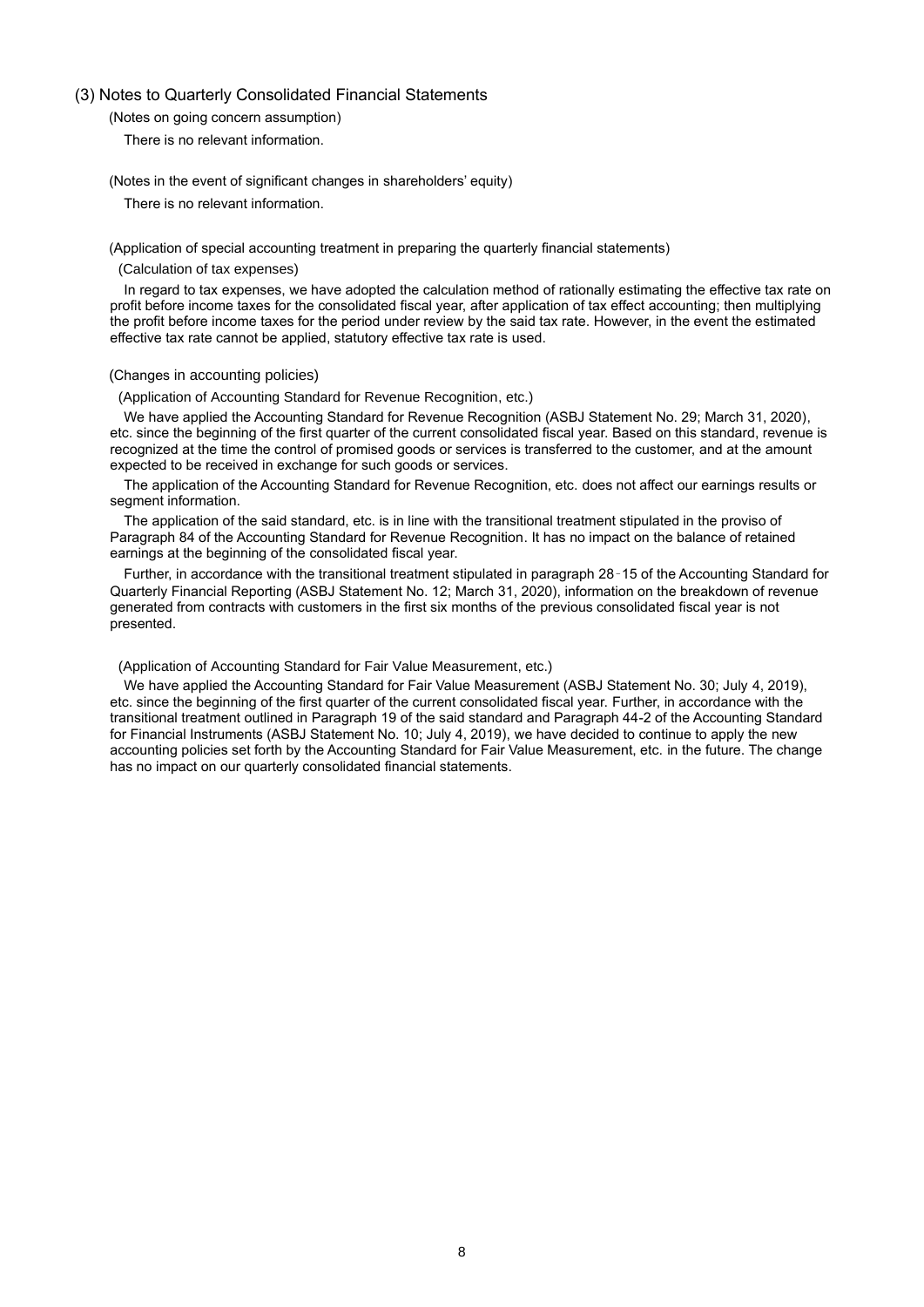### (3) Notes to Quarterly Consolidated Financial Statements

(Notes on going concern assumption)

There is no relevant information.

(Notes in the event of significant changes in shareholders' equity)

There is no relevant information.

(Application of special accounting treatment in preparing the quarterly financial statements)

(Calculation of tax expenses)

In regard to tax expenses, we have adopted the calculation method of rationally estimating the effective tax rate on profit before income taxes for the consolidated fiscal year, after application of tax effect accounting; then multiplying the profit before income taxes for the period under review by the said tax rate. However, in the event the estimated effective tax rate cannot be applied, statutory effective tax rate is used.

(Changes in accounting policies)

(Application of Accounting Standard for Revenue Recognition, etc.)

We have applied the Accounting Standard for Revenue Recognition (ASBJ Statement No. 29; March 31, 2020), etc. since the beginning of the first quarter of the current consolidated fiscal year. Based on this standard, revenue is recognized at the time the control of promised goods or services is transferred to the customer, and at the amount expected to be received in exchange for such goods or services.

The application of the Accounting Standard for Revenue Recognition, etc. does not affect our earnings results or segment information.

The application of the said standard, etc. is in line with the transitional treatment stipulated in the proviso of Paragraph 84 of the Accounting Standard for Revenue Recognition. It has no impact on the balance of retained earnings at the beginning of the consolidated fiscal year.

Further, in accordance with the transitional treatment stipulated in paragraph 28-15 of the Accounting Standard for Quarterly Financial Reporting (ASBJ Statement No. 12; March 31, 2020), information on the breakdown of revenue generated from contracts with customers in the first six months of the previous consolidated fiscal year is not presented.

(Application of Accounting Standard for Fair Value Measurement, etc.)

We have applied the Accounting Standard for Fair Value Measurement (ASBJ Statement No. 30; July 4, 2019), etc. since the beginning of the first quarter of the current consolidated fiscal year. Further, in accordance with the transitional treatment outlined in Paragraph 19 of the said standard and Paragraph 44-2 of the Accounting Standard for Financial Instruments (ASBJ Statement No. 10; July 4, 2019), we have decided to continue to apply the new accounting policies set forth by the Accounting Standard for Fair Value Measurement, etc. in the future. The change has no impact on our quarterly consolidated financial statements.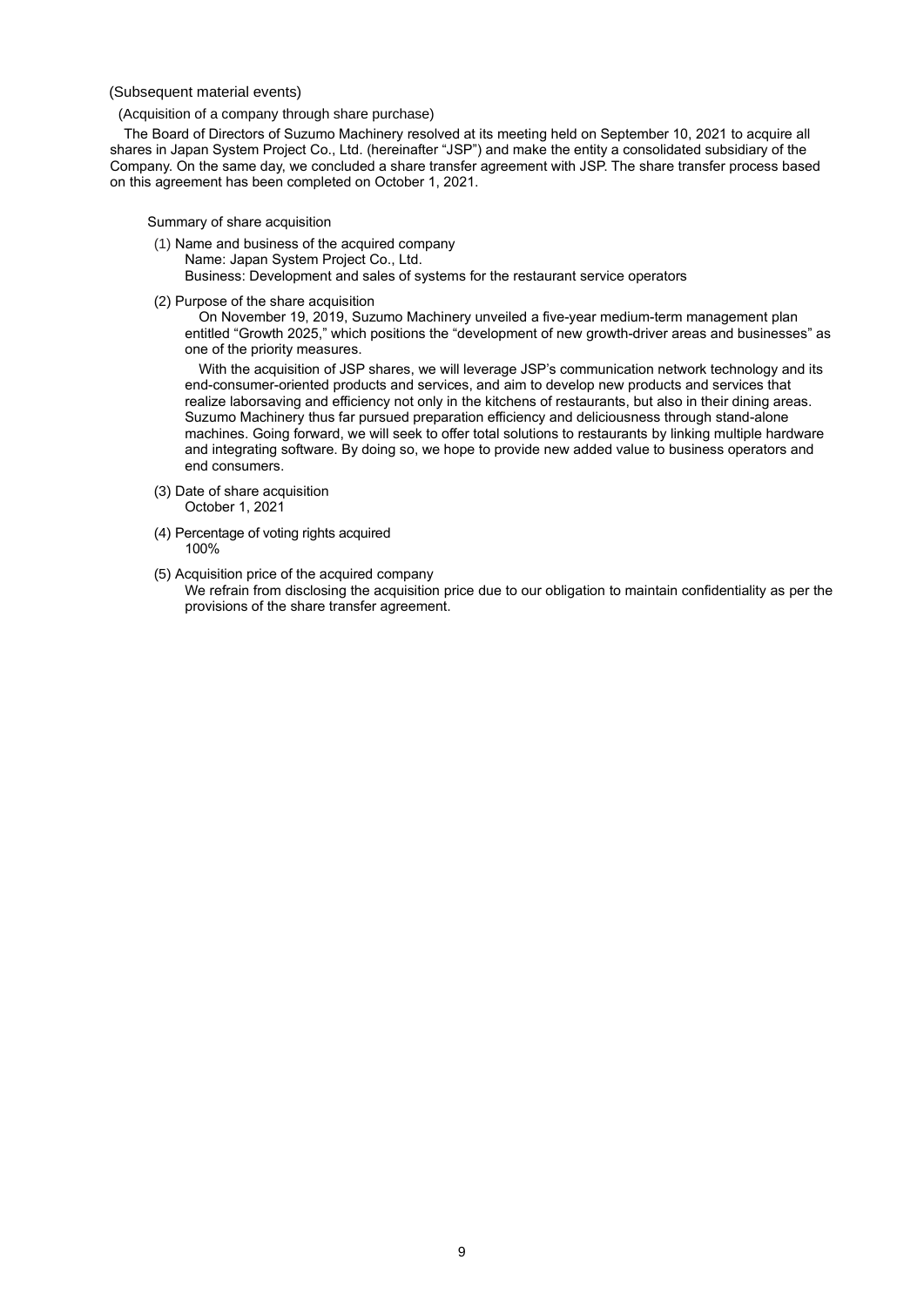(Subsequent material events)

(Acquisition of a company through share purchase)

The Board of Directors of Suzumo Machinery resolved at its meeting held on September 10, 2021 to acquire all shares in Japan System Project Co., Ltd. (hereinafter "JSP") and make the entity a consolidated subsidiary of the Company. On the same day, we concluded a share transfer agreement with JSP. The share transfer process based on this agreement has been completed on October 1, 2021.

Summary of share acquisition

(1) Name and business of the acquired company
Name: Japan System Project Co., Ltd.
Business: Development and sales of systems for the restaurant service operators

(2) Purpose of the share acquisition
On November 19, 2019, Suzumo Machinery unveiled a five-year medium-term management plan entitled "Growth 2025," which positions the "development of new growth-driver areas and businesses" as one of the priority measures.
With the acquisition of JSP shares, we will leverage JSP's communication network technology and its end-consumer-oriented products and services, and aim to develop new products and services that realize laborsaving and efficiency not only in the kitchens of restaurants, but also in their dining areas. Suzumo Machinery thus far pursued preparation efficiency and deliciousness through stand-alone machines. Going forward, we will seek to offer total solutions to restaurants by linking multiple hardware and integrating software. By doing so, we hope to provide new added value to business operators and end consumers.

(3) Date of share acquisition
October 1, 2021

(4) Percentage of voting rights acquired
100%

(5) Acquisition price of the acquired company
We refrain from disclosing the acquisition price due to our obligation to maintain confidentiality as per the provisions of the share transfer agreement.